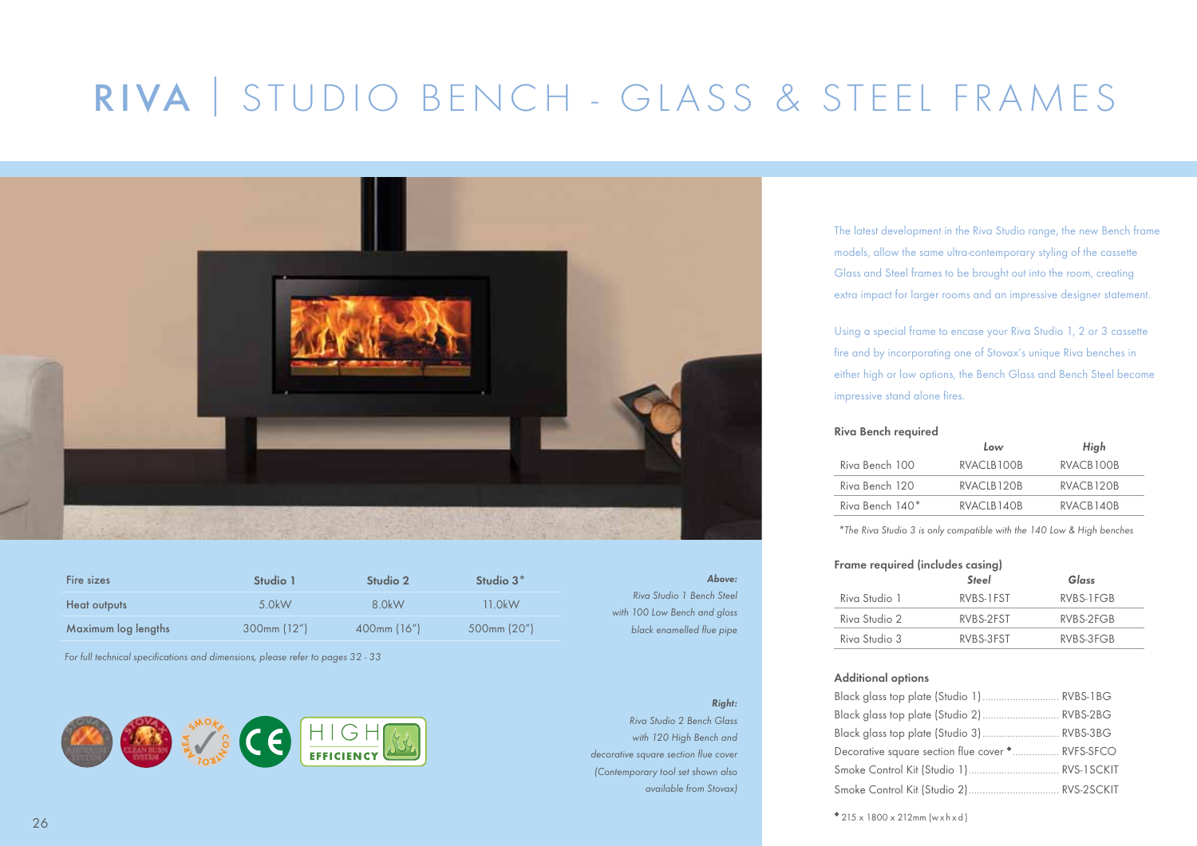# RIVA | STUDIO BENCH - GLASS & STEEL FRAMES

The latest development in the Riva Studio range, the new Bench frame models, allow the same ultra-contemporary styling of the cassette Glass and Steel frames to be brought out into the room, creating extra impact for larger rooms and an impressive designer statement.

Using a special frame to encase your Riva Studio 1, 2 or 3 cassette fire and by incorporating one of Stovax's unique Riva benches in either high or low options, the Bench Glass and Bench Steel become impressive stand alone fires.

| Fire sizes | Studio 1 | Studio 2 | Studio 3* |
|---|---|---|---|
| Heat outputs | 5.0kW | 8.0kW | 11.0kW |
| Maximum log lengths | 300mm (12") | 400mm (16") | 500mm (20") |

*For full technical specifications and dimensions, please refer to pages 32 - 33*

***Above:***
*Riva Studio 1 Bench Steel with 100 Low Bench and gloss black enamelled flue pipe*

***Right:***
*Riva Studio 2 Bench Glass with 120 High Bench and decorative square section flue cover (Contemporary tool set shown also available from Stovax)*

### Riva Bench required

| | Low | High |
|---|---|---|
| Riva Bench 100 | RVACLB100B | RVACB100B |
| Riva Bench 120 | RVACLB120B | RVACB120B |
| Riva Bench 140* | RVACLB140B | RVACB140B |

*\*The Riva Studio 3 is only compatible with the 140 Low & High benches*

### Frame required (includes casing)

| | Steel | Glass |
|---|---|---|
| Riva Studio 1 | RVBS-1FST | RVBS-1FGB |
| Riva Studio 2 | RVBS-2FST | RVBS-2FGB |
| Riva Studio 3 | RVBS-3FST | RVBS-3FGB |

### Additional options

- Black glass top plate (Studio 1) ............ RVBS-1BG
- Black glass top plate (Studio 2) ............ RVBS-2BG
- Black glass top plate (Studio 3) ............ RVBS-3BG
- Decorative square section flue cover ♦ ............ RVFS-SFCO
- Smoke Control Kit (Studio 1) ............ RVS-1SCKIT
- Smoke Control Kit (Studio 2) ............ RVS-2SCKIT

♦ 215 x 1800 x 212mm (w x h x d)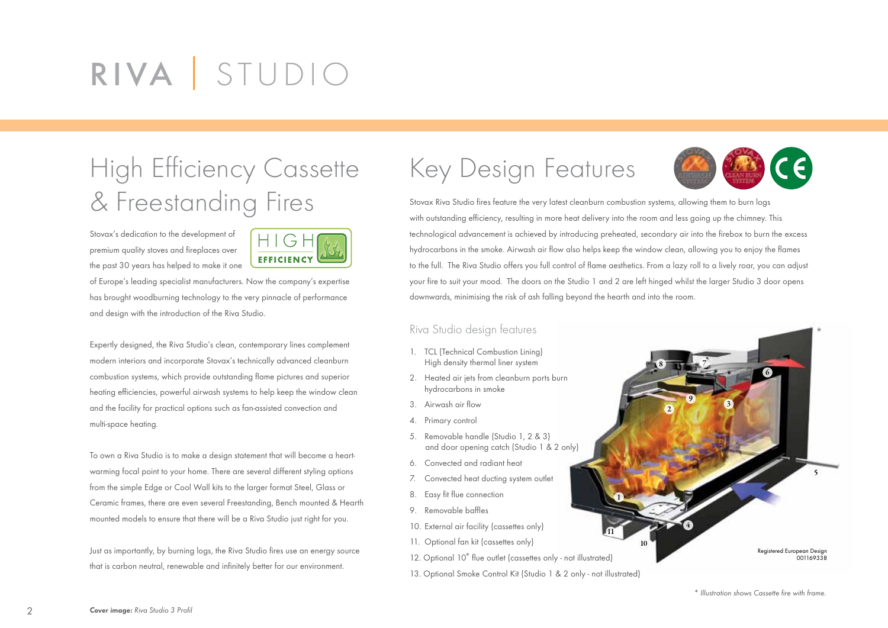# RIVA | STUDIO

## High Efficiency Cassette & Freestanding Fires

HIGH EFFICIENCY

Stovax's dedication to the development of premium quality stoves and fireplaces over the past 30 years has helped to make it one of Europe's leading specialist manufacturers. Now the company's expertise has brought woodburning technology to the very pinnacle of performance and design with the introduction of the Riva Studio.

Expertly designed, the Riva Studio's clean, contemporary lines complement modern interiors and incorporate Stovax's technically advanced cleanburn combustion systems, which provide outstanding flame pictures and superior heating efficiencies, powerful airwash systems to help keep the window clean and the facility for practical options such as fan-assisted convection and multi-space heating.

To own a Riva Studio is to make a design statement that will become a heart-warming focal point to your home. There are several different styling options from the simple Edge or Cool Wall kits to the larger format Steel, Glass or Ceramic frames, there are even several Freestanding, Bench mounted & Hearth mounted models to ensure that there will be a Riva Studio just right for you.

Just as importantly, by burning logs, the Riva Studio fires use an energy source that is carbon neutral, renewable and infinitely better for our environment.

## Key Design Features

Stovax Riva Studio fires feature the very latest cleanburn combustion systems, allowing them to burn logs with outstanding efficiency, resulting in more heat delivery into the room and less going up the chimney. This technological advancement is achieved by introducing preheated, secondary air into the firebox to burn the excess hydrocarbons in the smoke. Airwash air flow also helps keep the window clean, allowing you to enjoy the flames to the full. The Riva Studio offers you full control of flame aesthetics. From a lazy roll to a lively roar, you can adjust your fire to suit your mood. The doors on the Studio 1 and 2 are left hinged whilst the larger Studio 3 door opens downwards, minimising the risk of ash falling beyond the hearth and into the room.

### Riva Studio design features

1. TCL (Technical Combustion Lining) High density thermal liner system
2. Heated air jets from cleanburn ports burn hydrocarbons in smoke
3. Airwash air flow
4. Primary control
5. Removable handle (Studio 1, 2 & 3) and door opening catch (Studio 1 & 2 only)
6. Convected and radiant heat
7. Convected heat ducting system outlet
8. Easy fit flue connection
9. Removable baffles
10. External air facility (cassettes only)
11. Optional fan kit (cassettes only)
12. Optional 10° flue outlet (cassettes only - not illustrated)
13. Optional Smoke Control Kit (Studio 1 & 2 only - not illustrated)

Registered European Design 001169338

\* *Illustration shows Cassette fire with frame.*

***Cover image:*** *Riva Studio 3 Profil*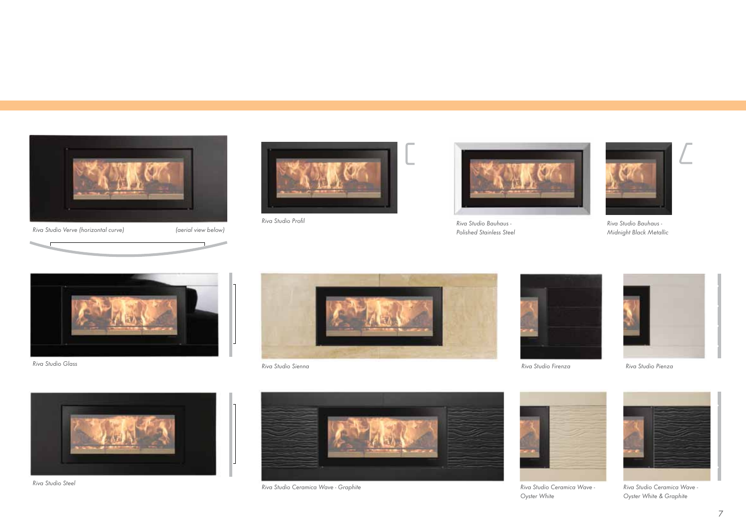*Riva Studio Verve (horizontal curve)* *(aerial view below)*

*Riva Studio Profil*

*Riva Studio Bauhaus - Polished Stainless Steel*

*Riva Studio Bauhaus - Midnight Black Metallic*

*Riva Studio Glass*

*Riva Studio Sienna*

*Riva Studio Firenza*

*Riva Studio Pienza*

*Riva Studio Steel*

*Riva Studio Ceramica Wave - Graphite*

*Riva Studio Ceramica Wave - Oyster White*

*Riva Studio Ceramica Wave - Oyster White & Graphite*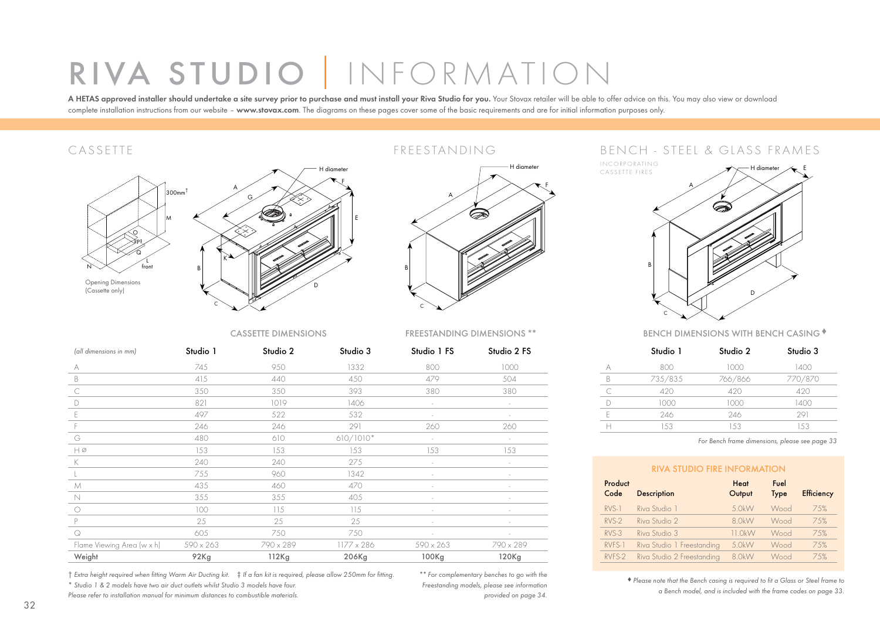# RIVA STUDIO | INFORMATION

**A HETAS approved installer should undertake a site survey prior to purchase and must install your Riva Studio for you.** Your Stovax retailer will be able to offer advice on this. You may also view or download complete installation instructions from our website – **www.stovax.com**. The diagrams on these pages cover some of the basic requirements and are for initial information purposes only.

## CASSETTE

Opening Dimensions (Cassette only)

## FREESTANDING

## BENCH - STEEL & GLASS FRAMES

INCORPORATING CASSETTE FIRES

| *(all dimensions in mm)* | CASSETTE DIMENSIONS Studio 1 | Studio 2 | Studio 3 | FREESTANDING DIMENSIONS ** Studio 1 FS | Studio 2 FS |
|---|---|---|---|---|---|
| A | 745 | 950 | 1332 | 800 | 1000 |
| B | 415 | 440 | 450 | 479 | 504 |
| C | 350 | 350 | 393 | 380 | 380 |
| D | 821 | 1019 | 1406 | - | - |
| E | 497 | 522 | 532 | - | - |
| F | 246 | 246 | 291 | 260 | 260 |
| G | 480 | 610 | 610/1010* | - | - |
| H Ø | 153 | 153 | 153 | 153 | 153 |
| K | 240 | 240 | 275 | - | - |
| L | 755 | 960 | 1342 | - | - |
| M | 435 | 460 | 470 | - | - |
| N | 355 | 355 | 405 | - | - |
| O | 100 | 115 | 115 | - | - |
| P | 25 | 25 | 25 | - | - |
| Q | 605 | 750 | 750 | - | - |
| Flame Viewing Area (w x h) | 590 x 263 | 790 x 289 | 1177 x 286 | 590 x 263 | 790 x 289 |
| **Weight** | **92Kg** | **112Kg** | **206Kg** | **100Kg** | **120Kg** |

*† Extra height required when fitting Warm Air Ducting kit. ‡ If a fan kit is required, please allow 250mm for fitting.*
*\* Studio 1 & 2 models have two air duct outlets whilst Studio 3 models have four.*
*Please refer to installation manual for minimum distances to combustible materials.*

*** For complementary benches to go with the Freestanding models, please see information provided on page 34.*

### BENCH DIMENSIONS WITH BENCH CASING ♦

| | Studio 1 | Studio 2 | Studio 3 |
|---|---|---|---|
| A | 800 | 1000 | 1400 |
| B | 735/835 | 766/866 | 770/870 |
| C | 420 | 420 | 420 |
| D | 1000 | 1000 | 1400 |
| E | 246 | 246 | 291 |
| H | 153 | 153 | 153 |

*For Bench frame dimensions, please see page 33*

### RIVA STUDIO FIRE INFORMATION

| Product Code | Description | Heat Output | Fuel Type | Efficiency |
|---|---|---|---|---|
| RVS-1 | Riva Studio 1 | 5.0kW | Wood | 75% |
| RVS-2 | Riva Studio 2 | 8.0kW | Wood | 75% |
| RVS-3 | Riva Studio 3 | 11.0kW | Wood | 75% |
| RVFS-1 | Riva Studio 1 Freestanding | 5.0kW | Wood | 75% |
| RVFS-2 | Riva Studio 2 Freestanding | 8.0kW | Wood | 75% |

*♦ Please note that the Bench casing is required to fit a Glass or Steel frame to a Bench model, and is included with the frame codes on page 33.*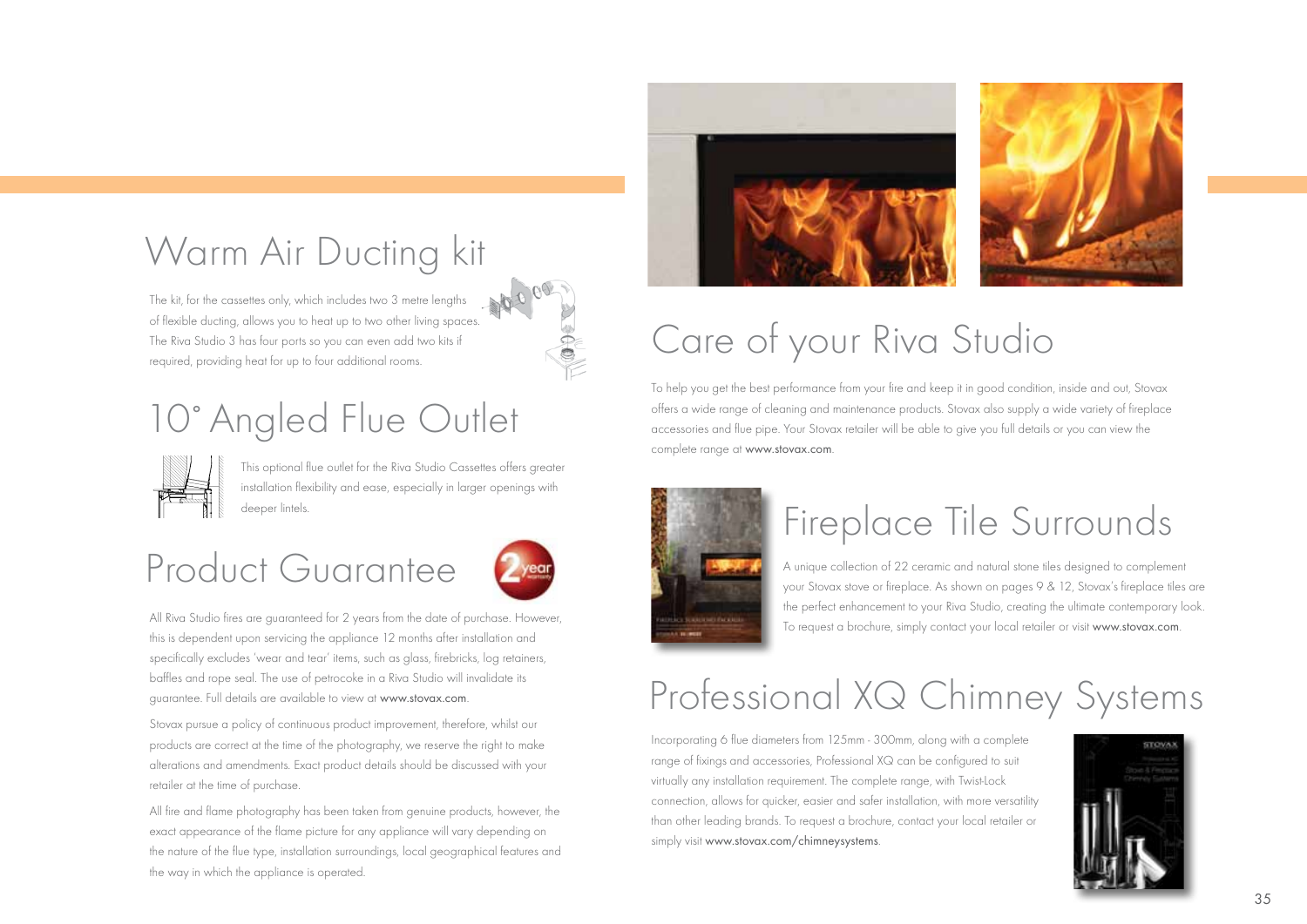## Warm Air Ducting kit

The kit, for the cassettes only, which includes two 3 metre lengths of flexible ducting, allows you to heat up to two other living spaces. The Riva Studio 3 has four ports so you can even add two kits if required, providing heat for up to four additional rooms.

## 10˚ Angled Flue Outlet

This optional flue outlet for the Riva Studio Cassettes offers greater installation flexibility and ease, especially in larger openings with deeper lintels.

## Product Guarantee

All Riva Studio fires are guaranteed for 2 years from the date of purchase. However, this is dependent upon servicing the appliance 12 months after installation and specifically excludes 'wear and tear' items, such as glass, firebricks, log retainers, baffles and rope seal. The use of petrocoke in a Riva Studio will invalidate its guarantee. Full details are available to view at www.stovax.com.

Stovax pursue a policy of continuous product improvement, therefore, whilst our products are correct at the time of the photography, we reserve the right to make alterations and amendments. Exact product details should be discussed with your retailer at the time of purchase.

All fire and flame photography has been taken from genuine products, however, the exact appearance of the flame picture for any appliance will vary depending on the nature of the flue type, installation surroundings, local geographical features and the way in which the appliance is operated.

## Care of your Riva Studio

To help you get the best performance from your fire and keep it in good condition, inside and out, Stovax offers a wide range of cleaning and maintenance products. Stovax also supply a wide variety of fireplace accessories and flue pipe. Your Stovax retailer will be able to give you full details or you can view the complete range at www.stovax.com.

## Fireplace Tile Surrounds

A unique collection of 22 ceramic and natural stone tiles designed to complement your Stovax stove or fireplace. As shown on pages 9 & 12, Stovax's fireplace tiles are the perfect enhancement to your Riva Studio, creating the ultimate contemporary look. To request a brochure, simply contact your local retailer or visit www.stovax.com.

## Professional XQ Chimney Systems

Incorporating 6 flue diameters from 125mm - 300mm, along with a complete range of fixings and accessories, Professional XQ can be configured to suit virtually any installation requirement. The complete range, with Twist-Lock connection, allows for quicker, easier and safer installation, with more versatility than other leading brands. To request a brochure, contact your local retailer or simply visit www.stovax.com/chimneysystems.